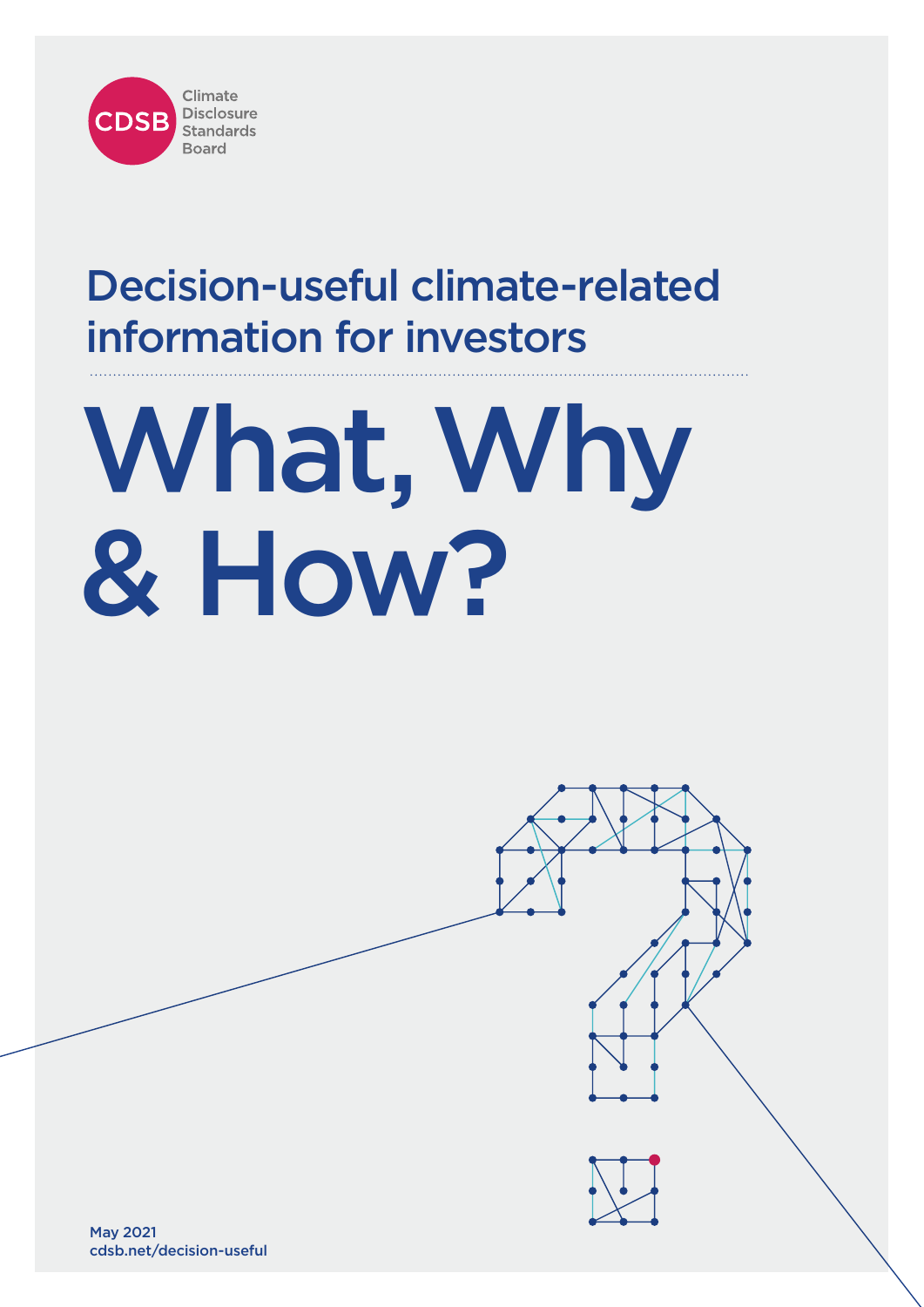CDSB Climate Disclosure Standards Board

## Decision-useful climate-related information for investors

# What, Why & How?

May 2021
cdsb.net/decision-useful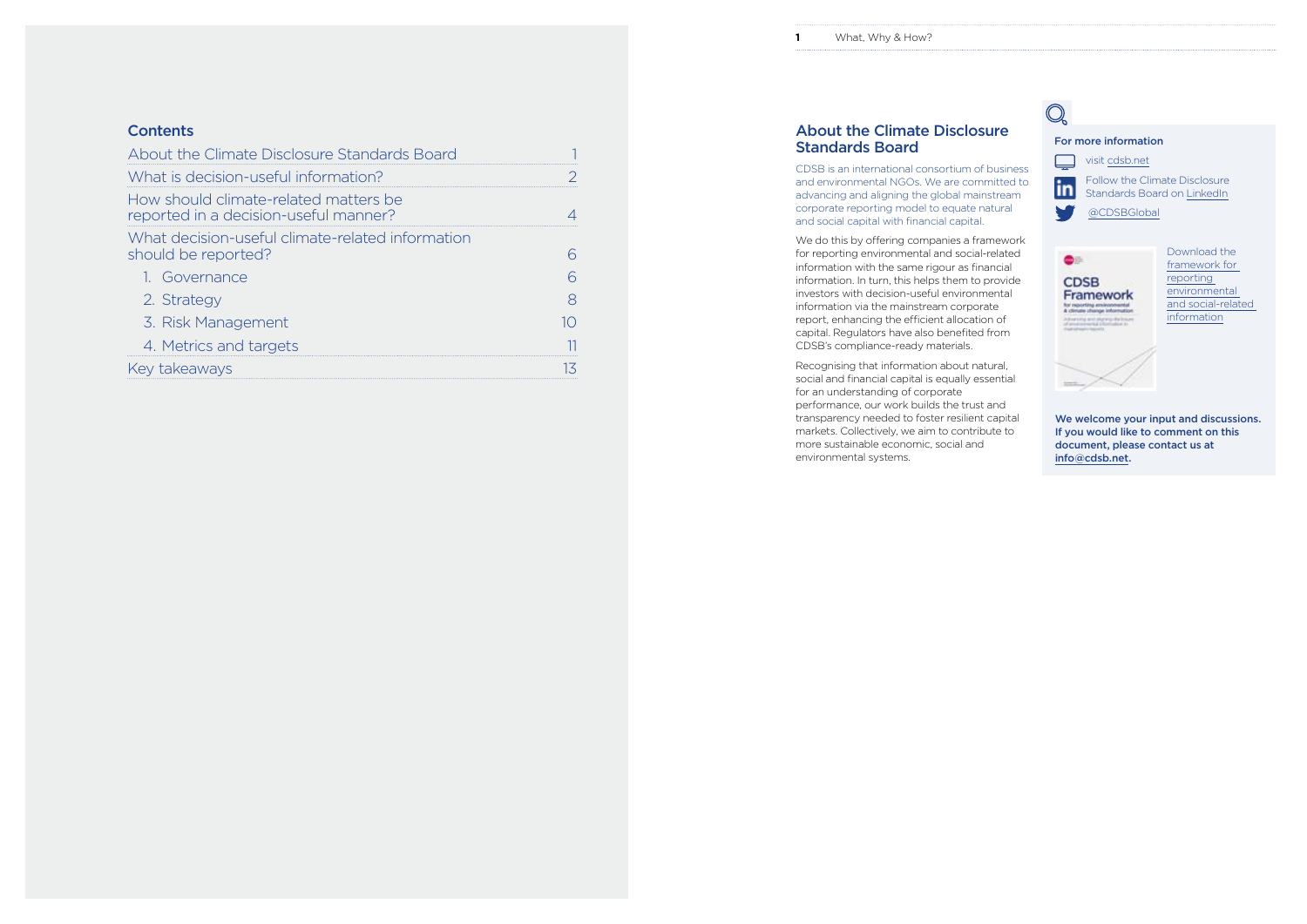## Contents

| | |
|---|---|
| About the Climate Disclosure Standards Board | 1 |
| What is decision-useful information? | 2 |
| How should climate-related matters be reported in a decision-useful manner? | 4 |
| What decision-useful climate-related information should be reported? | 6 |
| 1. Governance | 6 |
| 2. Strategy | 8 |
| 3. Risk Management | 10 |
| 4. Metrics and targets | 11 |
| Key takeaways | 13 |

## About the Climate Disclosure Standards Board

CDSB is an international consortium of business and environmental NGOs. We are committed to advancing and aligning the global mainstream corporate reporting model to equate natural and social capital with financial capital.

We do this by offering companies a framework for reporting environmental and social-related information with the same rigour as financial information. In turn, this helps them to provide investors with decision-useful environmental information via the mainstream corporate report, enhancing the efficient allocation of capital. Regulators have also benefited from CDSB's compliance-ready materials.

Recognising that information about natural, social and financial capital is equally essential for an understanding of corporate performance, our work builds the trust and transparency needed to foster resilient capital markets. Collectively, we aim to contribute to more sustainable economic, social and environmental systems.

**For more information**

visit cdsb.net

Follow the Climate Disclosure Standards Board on LinkedIn

@CDSBGlobal

Download the framework for reporting environmental and social-related information

**We welcome your input and discussions. If you would like to comment on this document, please contact us at info@cdsb.net.**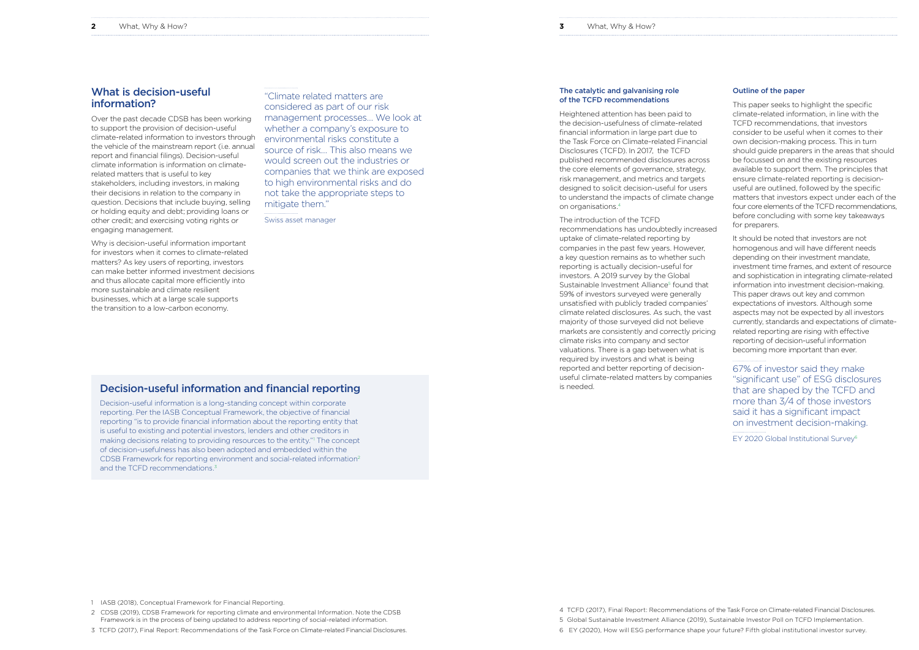## What is decision-useful information?

Over the past decade CDSB has been working to support the provision of decision-useful climate-related information to investors through the vehicle of the mainstream report (i.e. annual report and financial filings). Decision-useful climate information is information on climate-related matters that is useful to key stakeholders, including investors, in making their decisions in relation to the company in question. Decisions that include buying, selling or holding equity and debt; providing loans or other credit; and exercising voting rights or engaging management.

Why is decision-useful information important for investors when it comes to climate-related matters? As key users of reporting, investors can make better informed investment decisions and thus allocate capital more efficiently into more sustainable and climate resilient businesses, which at a large scale supports the transition to a low-carbon economy.

> "Climate related matters are considered as part of our risk management processes… We look at whether a company's exposure to environmental risks constitute a source of risk… This also means we would screen out the industries or companies that we think are exposed to high environmental risks and do not take the appropriate steps to mitigate them."
>
> Swiss asset manager

## Decision-useful information and financial reporting

Decision-useful information is a long-standing concept within corporate reporting. Per the IASB Conceptual Framework, the objective of financial reporting "is to provide financial information about the reporting entity that is useful to existing and potential investors, lenders and other creditors in making decisions relating to providing resources to the entity."[1] The concept of decision-usefulness has also been adopted and embedded within the CDSB Framework for reporting environment and social-related information[2] and the TCFD recommendations.[3]

### The catalytic and galvanising role of the TCFD recommendations

Heightened attention has been paid to the decision-usefulness of climate-related financial information in large part due to the Task Force on Climate-related Financial Disclosures (TCFD). In 2017, the TCFD published recommended disclosures across the core elements of governance, strategy, risk management, and metrics and targets designed to solicit decision-useful for users to understand the impacts of climate change on organisations.[4]

The introduction of the TCFD recommendations has undoubtedly increased uptake of climate-related reporting by companies in the past few years. However, a key question remains as to whether such reporting is actually decision-useful for investors. A 2019 survey by the Global Sustainable Investment Alliance[5] found that 59% of investors surveyed were generally unsatisfied with publicly traded companies' climate related disclosures. As such, the vast majority of those surveyed did not believe markets are consistently and correctly pricing climate risks into company and sector valuations. There is a gap between what is required by investors and what is being reported and better reporting of decision-useful climate-related matters by companies is needed.

### Outline of the paper

This paper seeks to highlight the specific climate-related information, in line with the TCFD recommendations, that investors consider to be useful when it comes to their own decision-making process. This in turn should guide preparers in the areas that should be focussed on and the existing resources available to support them. The principles that ensure climate-related reporting is decision-useful are outlined, followed by the specific matters that investors expect under each of the four core elements of the TCFD recommendations, before concluding with some key takeaways for preparers.

It should be noted that investors are not homogenous and will have different needs depending on their investment mandate, investment time frames, and extent of resource and sophistication in integrating climate-related information into investment decision-making. This paper draws out key and common expectations of investors. Although some aspects may not be expected by all investors currently, standards and expectations of climate-related reporting are rising with effective reporting of decision-useful information becoming more important than ever.

> 67% of investor said they make "significant use" of ESG disclosures that are shaped by the TCFD and more than 3/4 of those investors said it has a significant impact on investment decision-making.
>
> EY 2020 Global Institutional Survey[6]

---

1 IASB (2018), Conceptual Framework for Financial Reporting.

2 CDSB (2019), CDSB Framework for reporting climate and environmental Information. Note the CDSB Framework is in the process of being updated to address reporting of social-related information.

3 TCFD (2017), Final Report: Recommendations of the Task Force on Climate-related Financial Disclosures.

4 TCFD (2017), Final Report: Recommendations of the Task Force on Climate-related Financial Disclosures.

5 Global Sustainable Investment Alliance (2019), Sustainable Investor Poll on TCFD Implementation.

6 EY (2020), How will ESG performance shape your future? Fifth global institutional investor survey.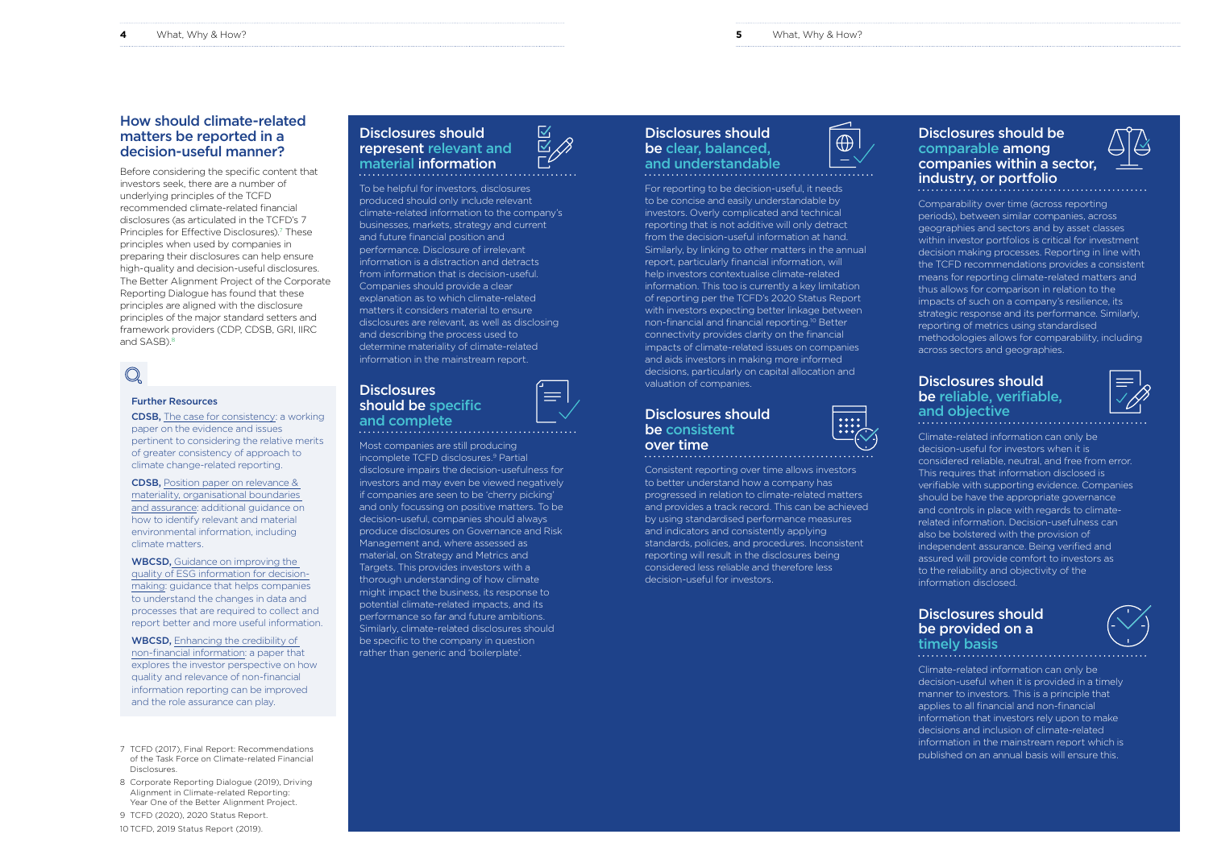## How should climate-related matters be reported in a decision-useful manner?

Before considering the specific content that investors seek, there are a number of underlying principles of the TCFD recommended climate-related financial disclosures (as articulated in the TCFD's 7 Principles for Effective Disclosures).[7] These principles when used by companies in preparing their disclosures can help ensure high-quality and decision-useful disclosures. The Better Alignment Project of the Corporate Reporting Dialogue has found that these principles are aligned with the disclosure principles of the major standard setters and framework providers (CDP, CDSB, GRI, IIRC and SASB).[8]

### Further Resources

**CDSB,** The case for consistency: a working paper on the evidence and issues pertinent to considering the relative merits of greater consistency of approach to climate change-related reporting.

**CDSB,** Position paper on relevance & materiality, organisational boundaries and assurance: additional guidance on how to identify relevant and material environmental information, including climate matters.

**WBCSD,** Guidance on improving the quality of ESG information for decision-making: guidance that helps companies to understand the changes in data and processes that are required to collect and report better and more useful information.

**WBCSD,** Enhancing the credibility of non-financial information: a paper that explores the investor perspective on how quality and relevance of non-financial information reporting can be improved and the role assurance can play.

### Disclosures should represent relevant and material information

To be helpful for investors, disclosures produced should only include relevant climate-related information to the company's businesses, markets, strategy and current and future financial position and performance. Disclosure of irrelevant information is a distraction and detracts from information that is decision-useful. Companies should provide a clear explanation as to which climate-related matters it considers material to ensure disclosures are relevant, as well as disclosing and describing the process used to determine materiality of climate-related information in the mainstream report.

### Disclosures should be specific and complete

Most companies are still producing incomplete TCFD disclosures.[9] Partial disclosure impairs the decision-usefulness for investors and may even be viewed negatively if companies are seen to be 'cherry picking' and only focussing on positive matters. To be decision-useful, companies should always produce disclosures on Governance and Risk Management and, where assessed as material, on Strategy and Metrics and Targets. This provides investors with a thorough understanding of how climate might impact the business, its response to potential climate-related impacts, and its performance so far and future ambitions. Similarly, climate-related disclosures should be specific to the company in question rather than generic and 'boilerplate'.

### Disclosures should be clear, balanced, and understandable

For reporting to be decision-useful, it needs to be concise and easily understandable by investors. Overly complicated and technical reporting that is not additive will only detract from the decision-useful information at hand. Similarly, by linking to other matters in the annual report, particularly financial information, will help investors contextualise climate-related information. This too is currently a key limitation of reporting per the TCFD's 2020 Status Report with investors expecting better linkage between non-financial and financial reporting.[10] Better connectivity provides clarity on the financial impacts of climate-related issues on companies and aids investors in making more informed decisions, particularly on capital allocation and valuation of companies.

### Disclosures should be consistent over time

Consistent reporting over time allows investors to better understand how a company has progressed in relation to climate-related matters and provides a track record. This can be achieved by using standardised performance measures and indicators and consistently applying standards, policies, and procedures. Inconsistent reporting will result in the disclosures being considered less reliable and therefore less decision-useful for investors.

### Disclosures should be comparable among companies within a sector, industry, or portfolio

Comparability over time (across reporting periods), between similar companies, across geographies and sectors and by asset classes within investor portfolios is critical for investment decision making processes. Reporting in line with the TCFD recommendations provides a consistent means for reporting climate-related matters and thus allows for comparison in relation to the impacts of such on a company's resilience, its strategic response and its performance. Similarly, reporting of metrics using standardised methodologies allows for comparability, including across sectors and geographies.

### Disclosures should be reliable, verifiable, and objective

Climate-related information can only be decision-useful for investors when it is considered reliable, neutral, and free from error. This requires that information disclosed is verifiable with supporting evidence. Companies should be have the appropriate governance and controls in place with regards to climate-related information. Decision-usefulness can also be bolstered with the provision of independent assurance. Being verified and assured will provide comfort to investors as to the reliability and objectivity of the information disclosed.

### Disclosures should be provided on a timely basis

Climate-related information can only be decision-useful when it is provided in a timely manner to investors. This is a principle that applies to all financial and non-financial information that investors rely upon to make decisions and inclusion of climate-related information in the mainstream report which is published on an annual basis will ensure this.

---

7 TCFD (2017), Final Report: Recommendations of the Task Force on Climate-related Financial Disclosures.

8 Corporate Reporting Dialogue (2019), Driving Alignment in Climate-related Reporting: Year One of the Better Alignment Project.

9 TCFD (2020), 2020 Status Report.

10 TCFD, 2019 Status Report (2019).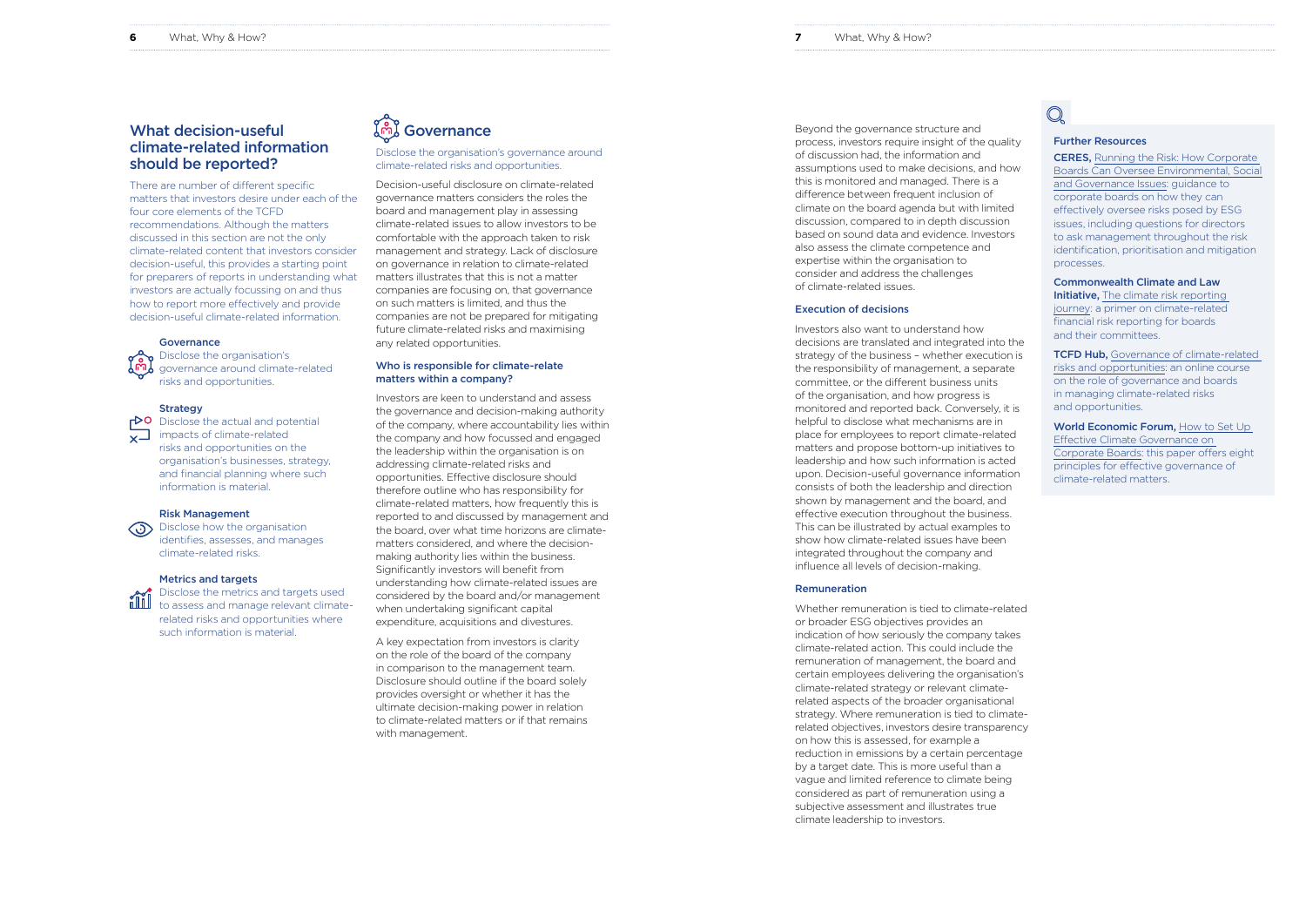## What decision-useful climate-related information should be reported?

There are number of different specific matters that investors desire under each of the four core elements of the TCFD recommendations. Although the matters discussed in this section are not the only climate-related content that investors consider decision-useful, this provides a starting point for preparers of reports in understanding what investors are actually focussing on and thus how to report more effectively and provide decision-useful climate-related information.

**Governance**
Disclose the organisation's governance around climate-related risks and opportunities.

**Strategy**
Disclose the actual and potential impacts of climate-related risks and opportunities on the organisation's businesses, strategy, and financial planning where such information is material.

**Risk Management**
Disclose how the organisation identifies, assesses, and manages climate-related risks.

**Metrics and targets**
Disclose the metrics and targets used to assess and manage relevant climate-related risks and opportunities where such information is material.

## Governance

Disclose the organisation's governance around climate-related risks and opportunities.

Decision-useful disclosure on climate-related governance matters considers the roles the board and management play in assessing climate-related issues to allow investors to be comfortable with the approach taken to risk management and strategy. Lack of disclosure on governance in relation to climate-related matters illustrates that this is not a matter companies are focusing on, that governance on such matters is limited, and thus the companies are not be prepared for mitigating future climate-related risks and maximising any related opportunities.

### Who is responsible for climate-relate matters within a company?

Investors are keen to understand and assess the governance and decision-making authority of the company, where accountability lies within the company and how focussed and engaged the leadership within the organisation is on addressing climate-related risks and opportunities. Effective disclosure should therefore outline who has responsibility for climate-related matters, how frequently this is reported to and discussed by management and the board, over what time horizons are climate-matters considered, and where the decision-making authority lies within the business. Significantly investors will benefit from understanding how climate-related issues are considered by the board and/or management when undertaking significant capital expenditure, acquisitions and divestures.

A key expectation from investors is clarity on the role of the board of the company in comparison to the management team. Disclosure should outline if the board solely provides oversight or whether it has the ultimate decision-making power in relation to climate-related matters or if that remains with management.

Beyond the governance structure and process, investors require insight of the quality of discussion had, the information and assumptions used to make decisions, and how this is monitored and managed. There is a difference between frequent inclusion of climate on the board agenda but with limited discussion, compared to in depth discussion based on sound data and evidence. Investors also assess the climate competence and expertise within the organisation to consider and address the challenges of climate-related issues.

### Execution of decisions

Investors also want to understand how decisions are translated and integrated into the strategy of the business – whether execution is the responsibility of management, a separate committee, or the different business units of the organisation, and how progress is monitored and reported back. Conversely, it is helpful to disclose what mechanisms are in place for employees to report climate-related matters and propose bottom-up initiatives to leadership and how such information is acted upon. Decision-useful governance information consists of both the leadership and direction shown by management and the board, and effective execution throughout the business. This can be illustrated by actual examples to show how climate-related issues have been integrated throughout the company and influence all levels of decision-making.

### Remuneration

Whether remuneration is tied to climate-related or broader ESG objectives provides an indication of how seriously the company takes climate-related action. This could include the remuneration of management, the board and certain employees delivering the organisation's climate-related strategy or relevant climate-related aspects of the broader organisational strategy. Where remuneration is tied to climate-related objectives, investors desire transparency on how this is assessed, for example a reduction in emissions by a certain percentage by a target date. This is more useful than a vague and limited reference to climate being considered as part of remuneration using a subjective assessment and illustrates true climate leadership to investors.

### Further Resources

**CERES,** Running the Risk: How Corporate Boards Can Oversee Environmental, Social and Governance Issues: guidance to corporate boards on how they can effectively oversee risks posed by ESG issues, including questions for directors to ask management throughout the risk identification, prioritisation and mitigation processes.

**Commonwealth Climate and Law Initiative,** The climate risk reporting journey: a primer on climate-related financial risk reporting for boards and their committees.

**TCFD Hub,** Governance of climate-related risks and opportunities: an online course on the role of governance and boards in managing climate-related risks and opportunities.

**World Economic Forum,** How to Set Up Effective Climate Governance on Corporate Boards: this paper offers eight principles for effective governance of climate-related matters.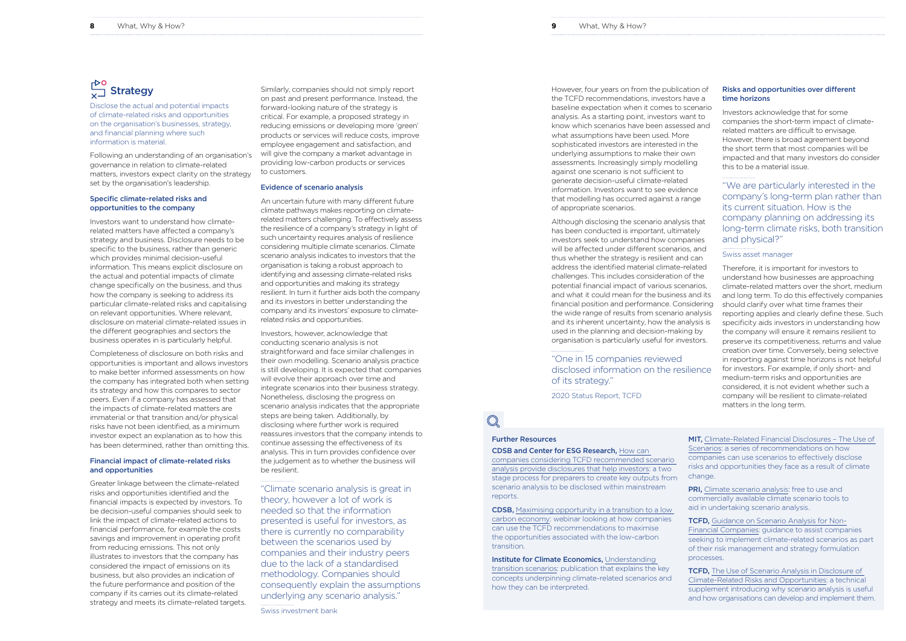## Strategy

Disclose the actual and potential impacts of climate-related risks and opportunities on the organisation's businesses, strategy, and financial planning where such information is material.

Following an understanding of an organisation's governance in relation to climate-related matters, investors expect clarity on the strategy set by the organisation's leadership.

### Specific climate-related risks and opportunities to the company

Investors want to understand how climate-related matters have affected a company's strategy and business. Disclosure needs to be specific to the business, rather than generic which provides minimal decision-useful information. This means explicit disclosure on the actual and potential impacts of climate change specifically on the business, and thus how the company is seeking to address its particular climate-related risks and capitalising on relevant opportunities. Where relevant, disclosure on material climate-related issues in the different geographies and sectors the business operates in is particularly helpful.

Completeness of disclosure on both risks and opportunities is important and allows investors to make better informed assessments on how the company has integrated both when setting its strategy and how this compares to sector peers. Even if a company has assessed that the impacts of climate-related matters are immaterial or that transition and/or physical risks have not been identified, as a minimum investor expect an explanation as to how this has been determined, rather than omitting this.

### Financial impact of climate-related risks and opportunities

Greater linkage between the climate-related risks and opportunities identified and the financial impacts is expected by investors. To be decision-useful companies should seek to link the impact of climate-related actions to financial performance, for example the costs savings and improvement in operating profit from reducing emissions. This not only illustrates to investors that the company has considered the impact of emissions on its business, but also provides an indication of the future performance and position of the company if its carries out its climate-related strategy and meets its climate-related targets.

Similarly, companies should not simply report on past and present performance. Instead, the forward-looking nature of the strategy is critical. For example, a proposed strategy in reducing emissions or developing more 'green' products or services will reduce costs, improve employee engagement and satisfaction, and will give the company a market advantage in providing low-carbon products or services to customers.

### Evidence of scenario analysis

An uncertain future with many different future climate pathways makes reporting on climate-related matters challenging. To effectively assess the resilience of a company's strategy in light of such uncertainty requires analysis of resilience considering multiple climate scenarios. Climate scenario analysis indicates to investors that the organisation is taking a robust approach to identifying and assessing climate-related risks and opportunities and making its strategy resilient. In turn it further aids both the company and its investors in better understanding the company and its investors' exposure to climate-related risks and opportunities.

Investors, however, acknowledge that conducting scenario analysis is not straightforward and face similar challenges in their own modelling. Scenario analysis practice is still developing. It is expected that companies will evolve their approach over time and integrate scenarios into their business strategy. Nonetheless, disclosing the progress on scenario analysis indicates that the appropriate steps are being taken. Additionally, by disclosing where further work is required reassures investors that the company intends to continue assessing the effectiveness of its analysis. This in turn provides confidence over the judgement as to whether the business will be resilient.

> "Climate scenario analysis is great in theory, however a lot of work is needed so that the information presented is useful for investors, as there is currently no comparability between the scenarios used by companies and their industry peers due to the lack of a standardised methodology. Companies should consequently explain the assumptions underlying any scenario analysis."
>
> Swiss investment bank

However, four years on from the publication of the TCFD recommendations, investors have a baseline expectation when it comes to scenario analysis. As a starting point, investors want to know which scenarios have been assessed and what assumptions have been used. More sophisticated investors are interested in the underlying assumptions to make their own assessments. Increasingly simply modelling against one scenario is not sufficient to generate decision-useful climate-related information. Investors want to see evidence that modelling has occurred against a range of appropriate scenarios.

Although disclosing the scenario analysis that has been conducted is important, ultimately investors seek to understand how companies will be affected under different scenarios, and thus whether the strategy is resilient and can address the identified material climate-related challenges. This includes consideration of the potential financial impact of various scenarios, and what it could mean for the business and its financial position and performance. Considering the wide range of results from scenario analysis and its inherent uncertainty, how the analysis is used in the planning and decision-making by organisation is particularly useful for investors.

> "One in 15 companies reviewed disclosed information on the resilience of its strategy."
>
> 2020 Status Report, TCFD

### Risks and opportunities over different time horizons

Investors acknowledge that for some companies the short-term impact of climate-related matters are difficult to envisage. However, there is broad agreement beyond the short term that most companies will be impacted and that many investors do consider this to be a material issue.

> "We are particularly interested in the company's long-term plan rather than its current situation. How is the company planning on addressing its long-term climate risks, both transition and physical?"
>
> Swiss asset manager

Therefore, it is important for investors to understand how businesses are approaching climate-related matters over the short, medium and long term. To do this effectively companies should clarify over what time frames their reporting applies and clearly define these. Such specificity aids investors in understanding how the company will ensure it remains resilient to preserve its competitiveness, returns and value creation over time. Conversely, being selective in reporting against time horizons is not helpful for investors. For example, if only short- and medium-term risks and opportunities are considered, it is not evident whether such a company will be resilient to climate-related matters in the long term.

### Further Resources

**CDSB and Center for ESG Research,** How can companies considering TCFD recommended scenario analysis provide disclosures that help investors: a two stage process for preparers to create key outputs from scenario analysis to be disclosed within mainstream reports.

**CDSB,** Maximising opportunity in a transition to a low carbon economy: webinar looking at how companies can use the TCFD recommendations to maximise the opportunities associated with the low-carbon transition.

**Institute for Climate Economics,** Understanding transition scenarios: publication that explains the key concepts underpinning climate-related scenarios and how they can be interpreted.

**MIT,** Climate-Related Financial Disclosures – The Use of Scenarios: a series of recommendations on how companies can use scenarios to effectively disclose risks and opportunities they face as a result of climate change.

**PRI,** Climate scenario analysis: free to use and commercially available climate scenario tools to aid in undertaking scenario analysis.

**TCFD,** Guidance on Scenario Analysis for Non-Financial Companies: guidance to assist companies seeking to implement climate-related scenarios as part of their risk management and strategy formulation processes.

**TCFD,** The Use of Scenario Analysis in Disclosure of Climate-Related Risks and Opportunities: a technical supplement introducing why scenario analysis is useful and how organisations can develop and implement them.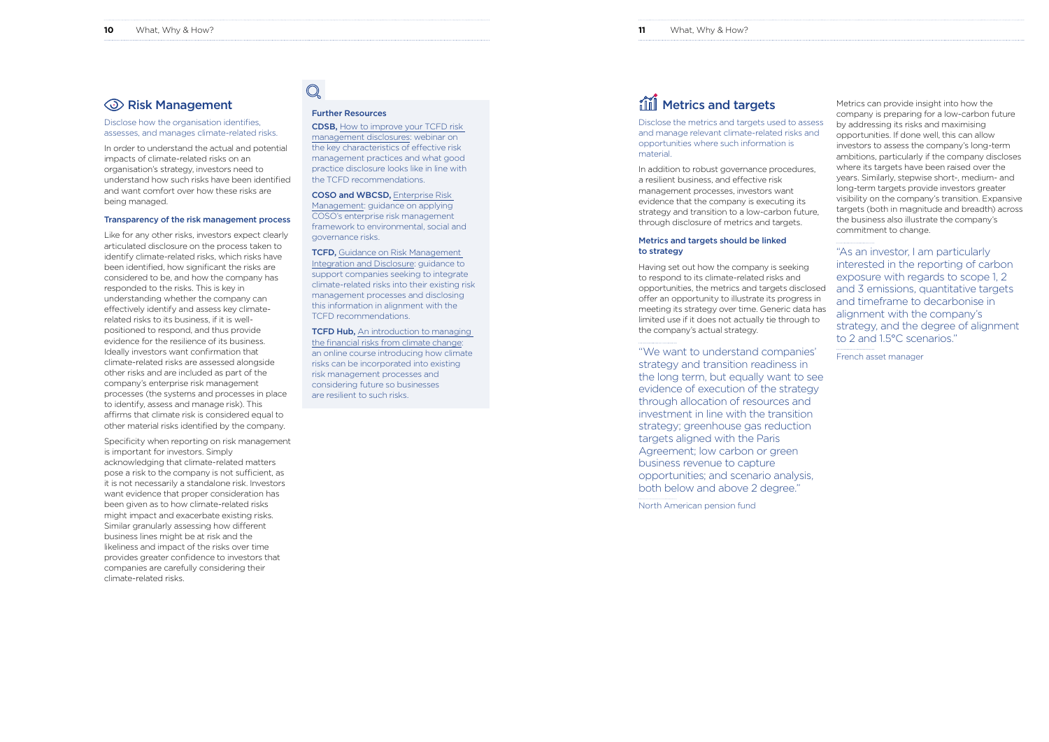## Risk Management

Disclose how the organisation identifies, assesses, and manages climate-related risks.

In order to understand the actual and potential impacts of climate-related risks on an organisation's strategy, investors need to understand how such risks have been identified and want comfort over how these risks are being managed.

### Transparency of the risk management process

Like for any other risks, investors expect clearly articulated disclosure on the process taken to identify climate-related risks, which risks have been identified, how significant the risks are considered to be, and how the company has responded to the risks. This is key in understanding whether the company can effectively identify and assess key climate-related risks to its business, if it is well-positioned to respond, and thus provide evidence for the resilience of its business. Ideally investors want confirmation that climate-related risks are assessed alongside other risks and are included as part of the company's enterprise risk management processes (the systems and processes in place to identify, assess and manage risk). This affirms that climate risk is considered equal to other material risks identified by the company.

Specificity when reporting on risk management is important for investors. Simply acknowledging that climate-related matters pose a risk to the company is not sufficient, as it is not necessarily a standalone risk. Investors want evidence that proper consideration has been given as to how climate-related risks might impact and exacerbate existing risks. Similar granularly assessing how different business lines might be at risk and the likeliness and impact of the risks over time provides greater confidence to investors that companies are carefully considering their climate-related risks.

### Further Resources

**CDSB,** How to improve your TCFD risk management disclosures: webinar on the key characteristics of effective risk management practices and what good practice disclosure looks like in line with the TCFD recommendations.

**COSO and WBCSD,** Enterprise Risk Management: guidance on applying COSO's enterprise risk management framework to environmental, social and governance risks.

**TCFD,** Guidance on Risk Management Integration and Disclosure: guidance to support companies seeking to integrate climate-related risks into their existing risk management processes and disclosing this information in alignment with the TCFD recommendations.

**TCFD Hub,** An introduction to managing the financial risks from climate change: an online course introducing how climate risks can be incorporated into existing risk management processes and considering future so businesses are resilient to such risks.

## Metrics and targets

Disclose the metrics and targets used to assess and manage relevant climate-related risks and opportunities where such information is material.

In addition to robust governance procedures, a resilient business, and effective risk management processes, investors want evidence that the company is executing its strategy and transition to a low-carbon future, through disclosure of metrics and targets.

### Metrics and targets should be linked to strategy

Having set out how the company is seeking to respond to its climate-related risks and opportunities, the metrics and targets disclosed offer an opportunity to illustrate its progress in meeting its strategy over time. Generic data has limited use if it does not actually tie through to the company's actual strategy.

> "We want to understand companies' strategy and transition readiness in the long term, but equally want to see evidence of execution of the strategy through allocation of resources and investment in line with the transition strategy; greenhouse gas reduction targets aligned with the Paris Agreement; low carbon or green business revenue to capture opportunities; and scenario analysis, both below and above 2 degree."
>
> North American pension fund

Metrics can provide insight into how the company is preparing for a low-carbon future by addressing its risks and maximising opportunities. If done well, this can allow investors to assess the company's long-term ambitions, particularly if the company discloses where its targets have been raised over the years. Similarly, stepwise short-, medium- and long-term targets provide investors greater visibility on the company's transition. Expansive targets (both in magnitude and breadth) across the business also illustrate the company's commitment to change.

> "As an investor, I am particularly interested in the reporting of carbon exposure with regards to scope 1, 2 and 3 emissions, quantitative targets and timeframe to decarbonise in alignment with the company's strategy, and the degree of alignment to 2 and 1.5°C scenarios."
>
> French asset manager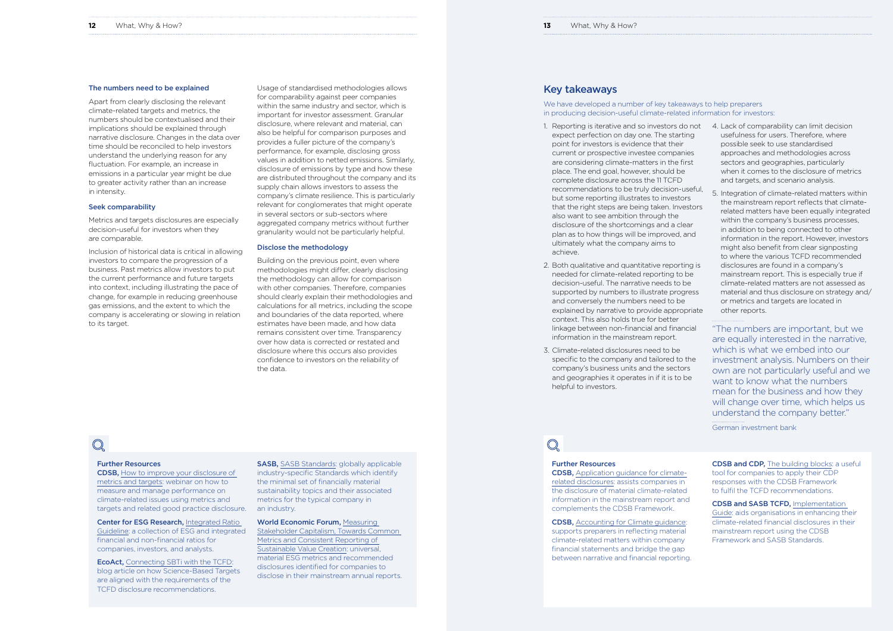### The numbers need to be explained

Apart from clearly disclosing the relevant climate-related targets and metrics, the numbers should be contextualised and their implications should be explained through narrative disclosure. Changes in the data over time should be reconciled to help investors understand the underlying reason for any fluctuation. For example, an increase in emissions in a particular year might be due to greater activity rather than an increase in intensity.

### Seek comparability

Metrics and targets disclosures are especially decision-useful for investors when they are comparable.

Inclusion of historical data is critical in allowing investors to compare the progression of a business. Past metrics allow investors to put the current performance and future targets into context, including illustrating the pace of change, for example in reducing greenhouse gas emissions, and the extent to which the company is accelerating or slowing in relation to its target.

Usage of standardised methodologies allows for comparability against peer companies within the same industry and sector, which is important for investor assessment. Granular disclosure, where relevant and material, can also be helpful for comparison purposes and provides a fuller picture of the company's performance, for example, disclosing gross values in addition to netted emissions. Similarly, disclosure of emissions by type and how these are distributed throughout the company and its supply chain allows investors to assess the company's climate resilience. This is particularly relevant for conglomerates that might operate in several sectors or sub-sectors where aggregated company metrics without further granularity would not be particularly helpful.

### Disclose the methodology

Building on the previous point, even where methodologies might differ, clearly disclosing the methodology can allow for comparison with other companies. Therefore, companies should clearly explain their methodologies and calculations for all metrics, including the scope and boundaries of the data reported, where estimates have been made, and how data remains consistent over time. Transparency over how data is corrected or restated and disclosure where this occurs also provides confidence to investors on the reliability of the data.

**Further Resources**

**CDSB,** How to improve your disclosure of metrics and targets: webinar on how to measure and manage performance on climate-related issues using metrics and targets and related good practice disclosure.

**Center for ESG Research,** Integrated Ratio Guideline: a collection of ESG and integrated financial and non-financial ratios for companies, investors, and analysts.

**EcoAct,** Connecting SBTi with the TCFD: blog article on how Science-Based Targets are aligned with the requirements of the TCFD disclosure recommendations.

**SASB,** SASB Standards: globally applicable industry-specific Standards which identify the minimal set of financially material sustainability topics and their associated metrics for the typical company in an industry.

**World Economic Forum,** Measuring Stakeholder Capitalism, Towards Common Metrics and Consistent Reporting of Sustainable Value Creation: universal, material ESG metrics and recommended disclosures identified for companies to disclose in their mainstream annual reports.

## Key takeaways

We have developed a number of key takeaways to help preparers in producing decision-useful climate-related information for investors:

1. Reporting is iterative and so investors do not expect perfection on day one. The starting point for investors is evidence that their current or prospective investee companies are considering climate-matters in the first place. The end goal, however, should be complete disclosure across the 11 TCFD recommendations to be truly decision-useful, but some reporting illustrates to investors that the right steps are being taken. Investors also want to see ambition through the disclosure of the shortcomings and a clear plan as to how things will be improved, and ultimately what the company aims to achieve.
2. Both qualitative and quantitative reporting is needed for climate-related reporting to be decision-useful. The narrative needs to be supported by numbers to illustrate progress and conversely the numbers need to be explained by narrative to provide appropriate context. This also holds true for better linkage between non-financial and financial information in the mainstream report.
3. Climate-related disclosures need to be specific to the company and tailored to the company's business units and the sectors and geographies it operates in if it is to be helpful to investors.
4. Lack of comparability can limit decision usefulness for users. Therefore, where possible seek to use standardised approaches and methodologies across sectors and geographies, particularly when it comes to the disclosure of metrics and targets, and scenario analysis.
5. Integration of climate-related matters within the mainstream report reflects that climate-related matters have been equally integrated within the company's business processes, in addition to being connected to other information in the report. However, investors might also benefit from clear signposting to where the various TCFD recommended disclosures are found in a company's mainstream report. This is especially true if climate-related matters are not assessed as material and thus disclosure on strategy and/or metrics and targets are located in other reports.

"The numbers are important, but we are equally interested in the narrative, which is what we embed into our investment analysis. Numbers on their own are not particularly useful and we want to know what the numbers mean for the business and how they will change over time, which helps us understand the company better."

German investment bank

**Further Resources**

**CDSB,** Application guidance for climate-related disclosures: assists companies in the disclosure of material climate-related information in the mainstream report and complements the CDSB Framework.

**CDSB,** Accounting for Climate guidance: supports preparers in reflecting material climate-related matters within company financial statements and bridge the gap between narrative and financial reporting.

**CDSB and CDP,** The building blocks: a useful tool for companies to apply their CDP responses with the CDSB Framework to fulfil the TCFD recommendations.

**CDSB and SASB TCFD,** Implementation Guide: aids organisations in enhancing their climate-related financial disclosures in their mainstream report using the CDSB Framework and SASB Standards.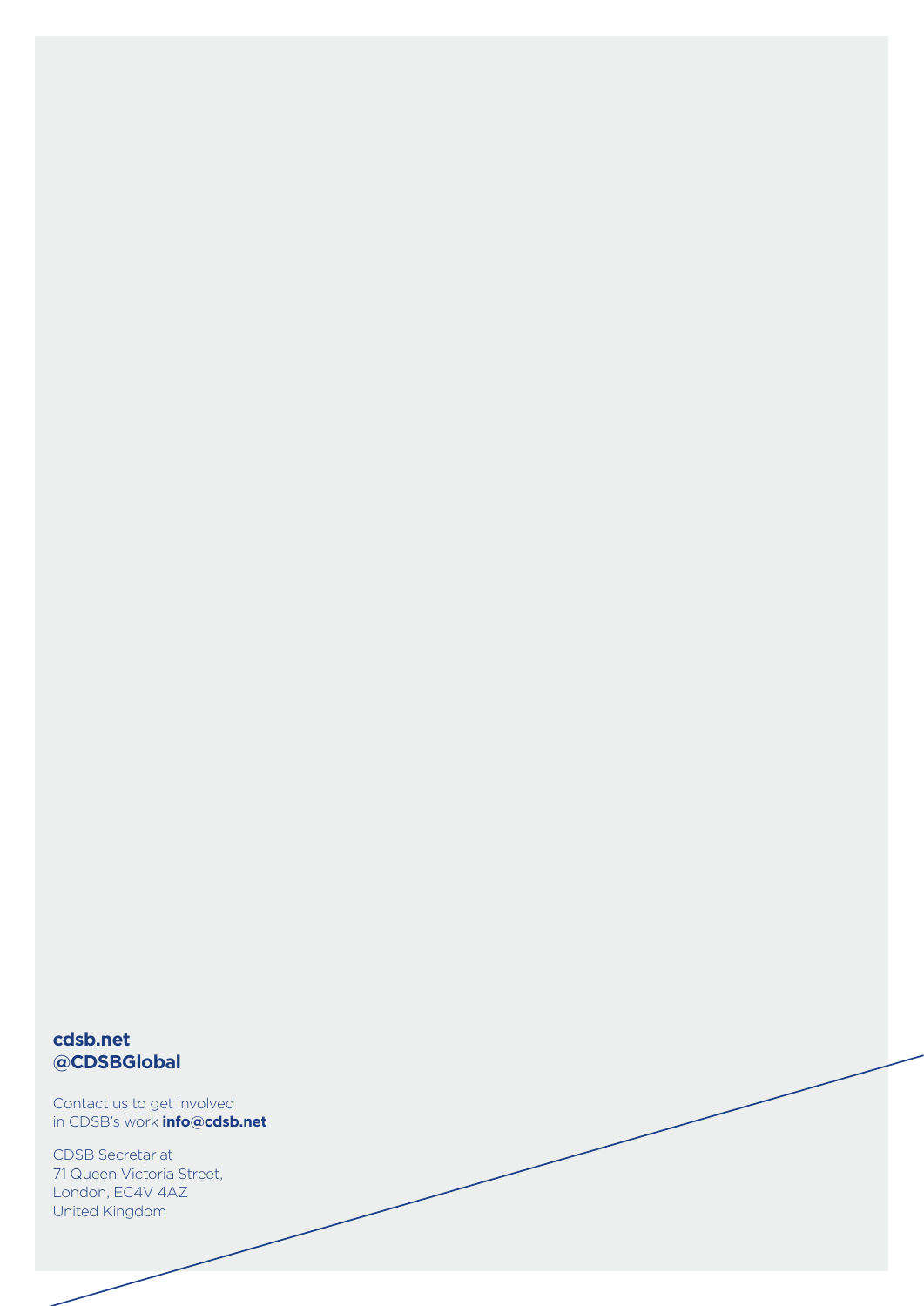**cdsb.net**
**@CDSBGlobal**

Contact us to get involved in CDSB's work **info@cdsb.net**

CDSB Secretariat
71 Queen Victoria Street,
London, EC4V 4AZ
United Kingdom